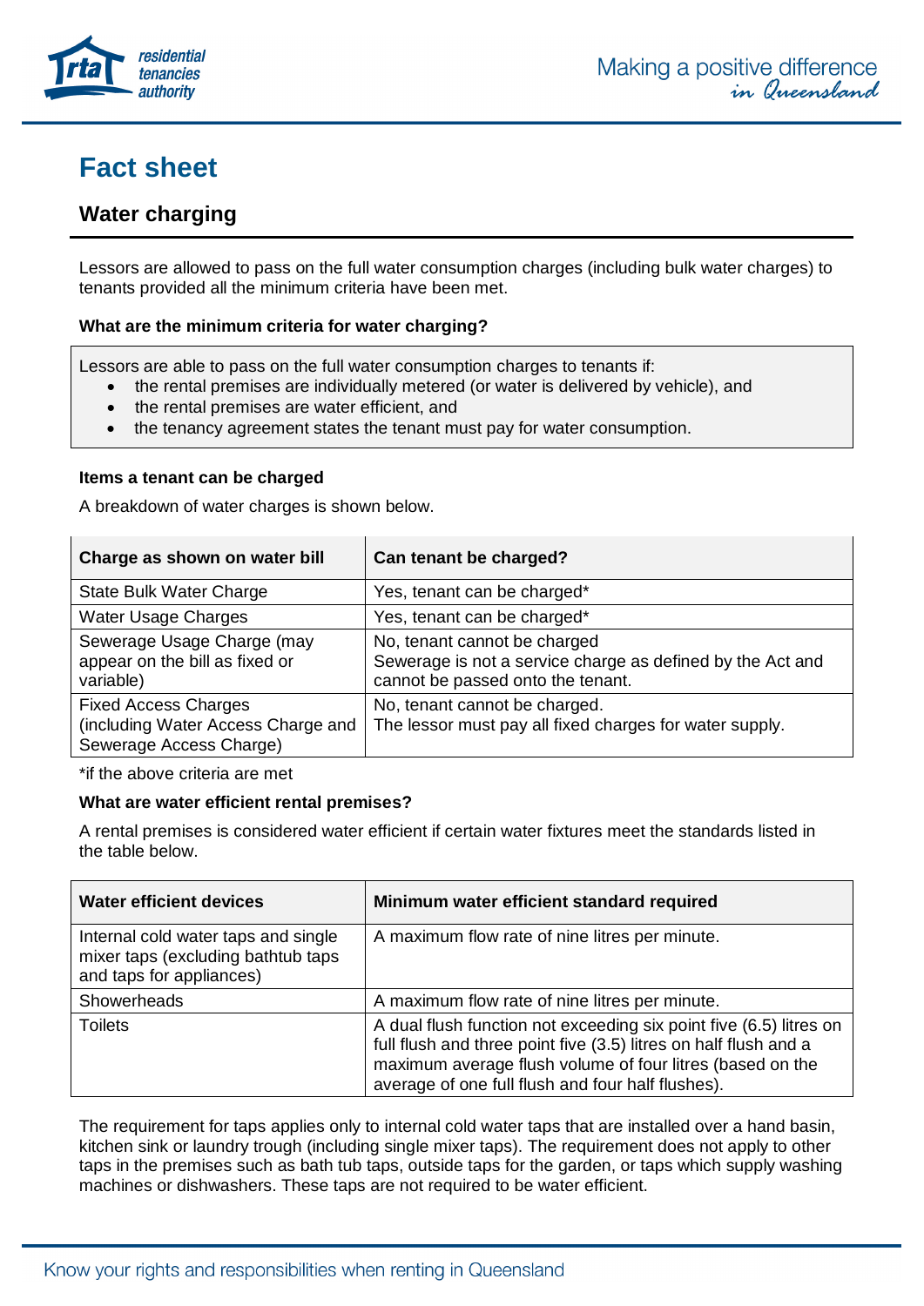# Fact sheet

## Water charging

Lessors are allowed to pass on the full water consumption charges (including bulk water charges) to tenants provided all the minimum criteria have been met.

**What are the minimum criteria for water charging?**

Lessors are able to pass on the full water consumption charges to tenants if:

- the rental premises are individually metered (or water is delivered by vehicle), and
- the rental premises are water efficient, and
- the tenancy agreement states the tenant must pay for water consumption.

**Items a tenant can be charged**

A breakdown of water charges is shown below.

| Charge as shown on water bill | Can tenant be charged? |
| --- | --- |
| State Bulk Water Charge | Yes, tenant can be charged* |
| Water Usage Charges | Yes, tenant can be charged* |
| Sewerage Usage Charge (may appear on the bill as fixed or variable) | No, tenant cannot be charged<br>Sewerage is not a service charge as defined by the Act and cannot be passed onto the tenant. |
| Fixed Access Charges (including Water Access Charge and Sewerage Access Charge) | No, tenant cannot be charged.<br>The lessor must pay all fixed charges for water supply. |

*if the above criteria are met

**What are water efficient rental premises?**

A rental premises is considered water efficient if certain water fixtures meet the standards listed in the table below.

| Water efficient devices | Minimum water efficient standard required |
| --- | --- |
| Internal cold water taps and single mixer taps (excluding bathtub taps and taps for appliances) | A maximum flow rate of nine litres per minute. |
| Showerheads | A maximum flow rate of nine litres per minute. |
| Toilets | A dual flush function not exceeding six point five (6.5) litres on full flush and three point five (3.5) litres on half flush and a maximum average flush volume of four litres (based on the average of one full flush and four half flushes). |

The requirement for taps applies only to internal cold water taps that are installed over a hand basin, kitchen sink or laundry trough (including single mixer taps). The requirement does not apply to other taps in the premises such as bath tub taps, outside taps for the garden, or taps which supply washing machines or dishwashers. These taps are not required to be water efficient.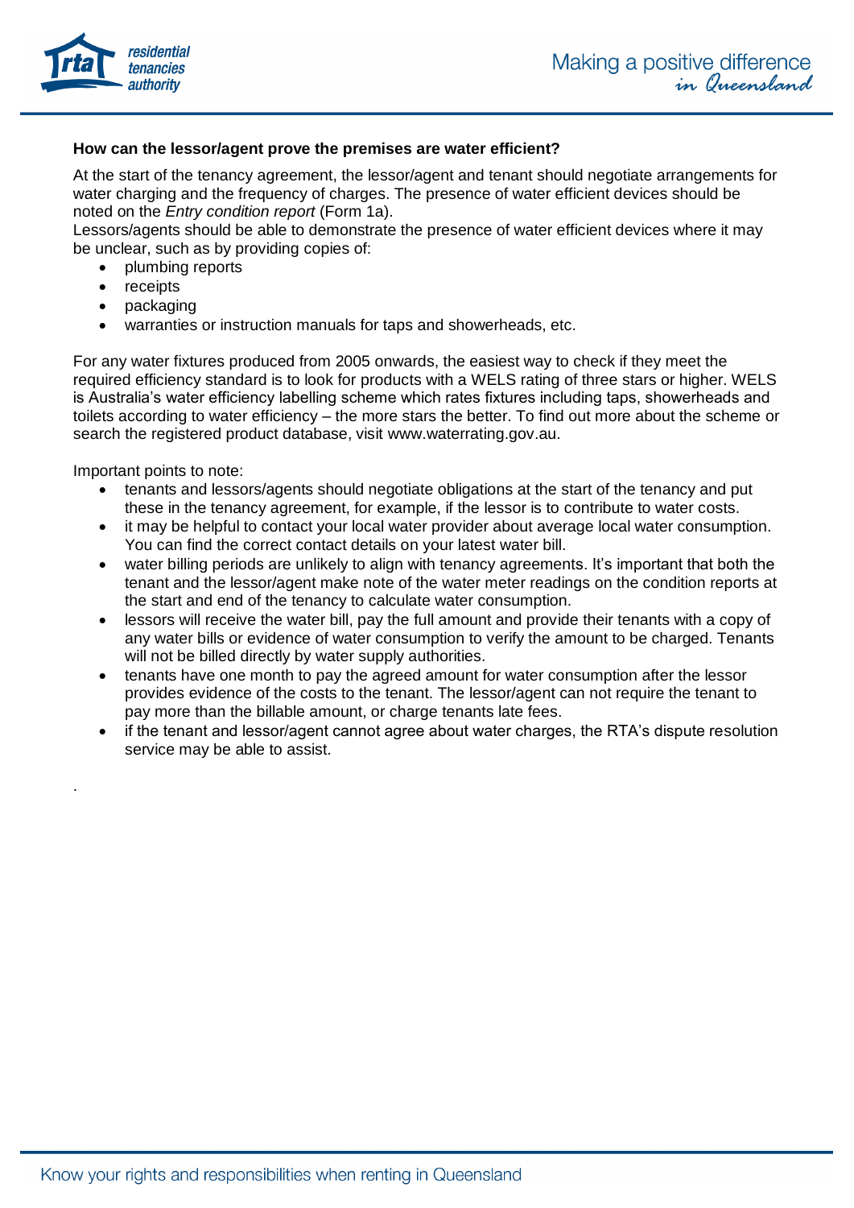**How can the lessor/agent prove the premises are water efficient?**

At the start of the tenancy agreement, the lessor/agent and tenant should negotiate arrangements for water charging and the frequency of charges. The presence of water efficient devices should be noted on the *Entry condition report* (Form 1a).

Lessors/agents should be able to demonstrate the presence of water efficient devices where it may be unclear, such as by providing copies of:

- plumbing reports
- receipts
- packaging
- warranties or instruction manuals for taps and showerheads, etc.

For any water fixtures produced from 2005 onwards, the easiest way to check if they meet the required efficiency standard is to look for products with a WELS rating of three stars or higher. WELS is Australia's water efficiency labelling scheme which rates fixtures including taps, showerheads and toilets according to water efficiency – the more stars the better. To find out more about the scheme or search the registered product database, visit www.waterrating.gov.au.

Important points to note:

- tenants and lessors/agents should negotiate obligations at the start of the tenancy and put these in the tenancy agreement, for example, if the lessor is to contribute to water costs.
- it may be helpful to contact your local water provider about average local water consumption. You can find the correct contact details on your latest water bill.
- water billing periods are unlikely to align with tenancy agreements. It's important that both the tenant and the lessor/agent make note of the water meter readings on the condition reports at the start and end of the tenancy to calculate water consumption.
- lessors will receive the water bill, pay the full amount and provide their tenants with a copy of any water bills or evidence of water consumption to verify the amount to be charged. Tenants will not be billed directly by water supply authorities.
- tenants have one month to pay the agreed amount for water consumption after the lessor provides evidence of the costs to the tenant. The lessor/agent can not require the tenant to pay more than the billable amount, or charge tenants late fees.
- if the tenant and lessor/agent cannot agree about water charges, the RTA's dispute resolution service may be able to assist.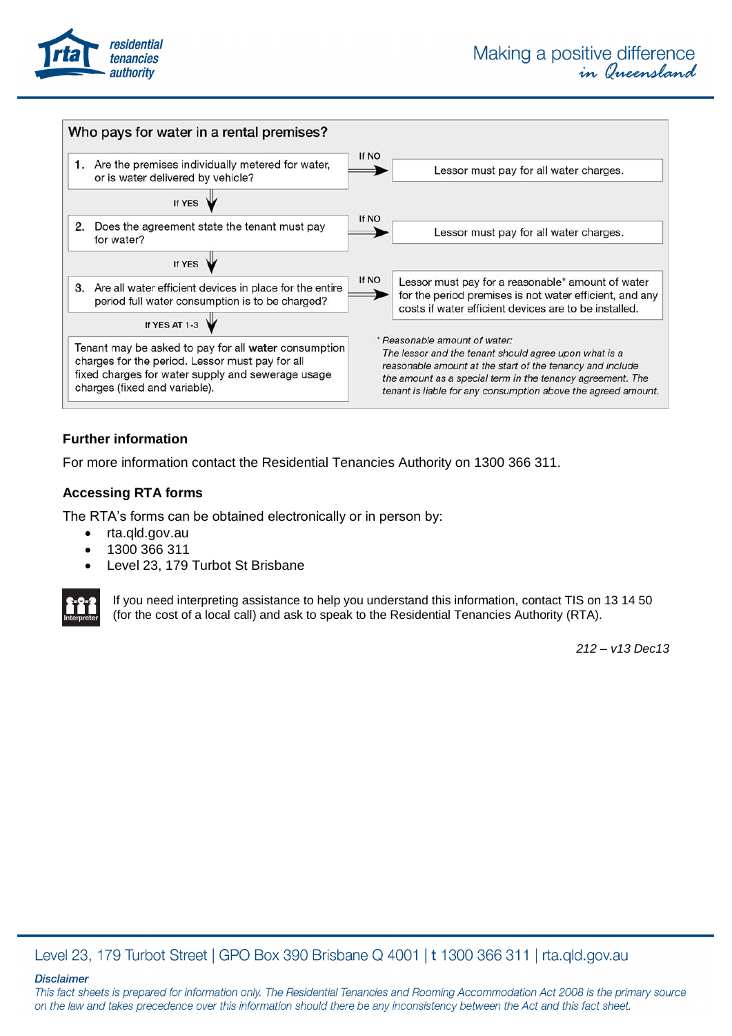## Who pays for water in a rental premises?

1. Are the premises individually metered for water, or is water delivered by vehicle?
   - If NO: Lessor must pay for all water charges.
   - If YES: go to 2.

2. Does the agreement state the tenant must pay for water?
   - If NO: Lessor must pay for all water charges.
   - If YES: go to 3.

3. Are all water efficient devices in place for the entire period full water consumption is to be charged?
   - If NO: Lessor must pay for a reasonable* amount of water for the period premises is not water efficient, and any costs if water efficient devices are to be installed.

If YES AT 1-3: Tenant may be asked to pay for all **water** consumption charges for the period. Lessor must pay for all fixed charges for water supply and sewerage usage charges (fixed and variable).

*\* Reasonable amount of water:*
*The lessor and the tenant should agree upon what is a reasonable amount at the start of the tenancy and include the amount as a special term in the tenancy agreement. The tenant is liable for any consumption above the agreed amount.*

### Further information

For more information contact the Residential Tenancies Authority on 1300 366 311.

### Accessing RTA forms

The RTA's forms can be obtained electronically or in person by:

- rta.qld.gov.au
- 1300 366 311
- Level 23, 179 Turbot St Brisbane

If you need interpreting assistance to help you understand this information, contact TIS on 13 14 50 (for the cost of a local call) and ask to speak to the Residential Tenancies Authority (RTA).

*212 – v13 Dec13*

Level 23, 179 Turbot Street | GPO Box 390 Brisbane Q 4001 | t 1300 366 311 | rta.qld.gov.au

***Disclaimer***
*This fact sheets is prepared for information only. The Residential Tenancies and Rooming Accommodation Act 2008 is the primary source on the law and takes precedence over this information should there be any inconsistency between the Act and this fact sheet.*